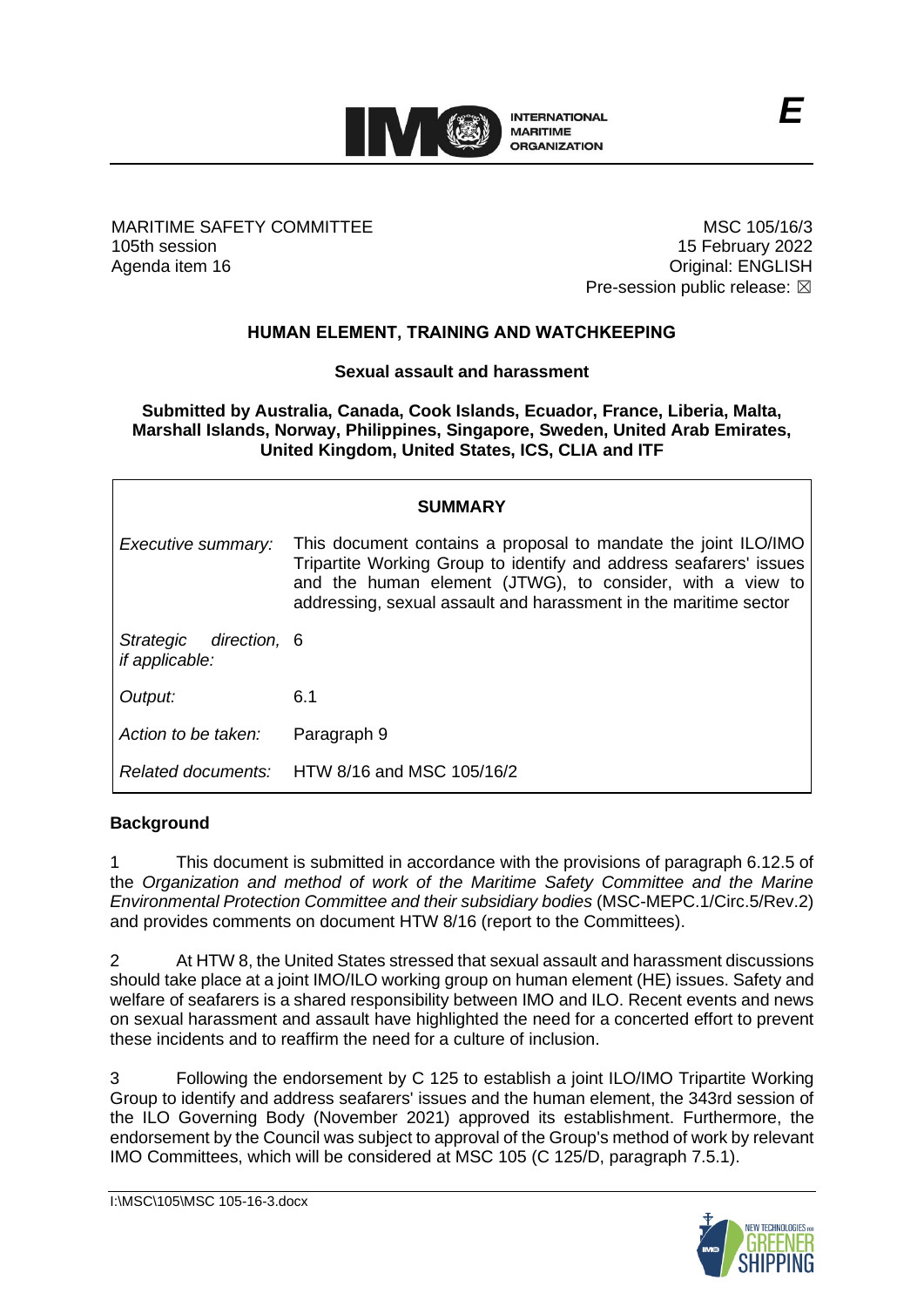*E*

MARITIME SAFETY COMMITTEE
105th session
Agenda item 16

MSC 105/16/3
15 February 2022
Original: ENGLISH
Pre-session public release: ☒

## HUMAN ELEMENT, TRAINING AND WATCHKEEPING

### Sexual assault and harassment

**Submitted by Australia, Canada, Cook Islands, Ecuador, France, Liberia, Malta, Marshall Islands, Norway, Philippines, Singapore, Sweden, United Arab Emirates, United Kingdom, United States, ICS, CLIA and ITF**

| **SUMMARY** | |
|---|---|
| *Executive summary:* | This document contains a proposal to mandate the joint ILO/IMO Tripartite Working Group to identify and address seafarers' issues and the human element (JTWG), to consider, with a view to addressing, sexual assault and harassment in the maritime sector |
| *Strategic direction, if applicable:* | 6 |
| *Output:* | 6.1 |
| *Action to be taken:* | Paragraph 9 |
| *Related documents:* | HTW 8/16 and MSC 105/16/2 |

**Background**

1 This document is submitted in accordance with the provisions of paragraph 6.12.5 of the *Organization and method of work of the Maritime Safety Committee and the Marine Environmental Protection Committee and their subsidiary bodies* (MSC-MEPC.1/Circ.5/Rev.2) and provides comments on document HTW 8/16 (report to the Committees).

2 At HTW 8, the United States stressed that sexual assault and harassment discussions should take place at a joint IMO/ILO working group on human element (HE) issues. Safety and welfare of seafarers is a shared responsibility between IMO and ILO. Recent events and news on sexual harassment and assault have highlighted the need for a concerted effort to prevent these incidents and to reaffirm the need for a culture of inclusion.

3 Following the endorsement by C 125 to establish a joint ILO/IMO Tripartite Working Group to identify and address seafarers' issues and the human element, the 343rd session of the ILO Governing Body (November 2021) approved its establishment. Furthermore, the endorsement by the Council was subject to approval of the Group's method of work by relevant IMO Committees, which will be considered at MSC 105 (C 125/D, paragraph 7.5.1).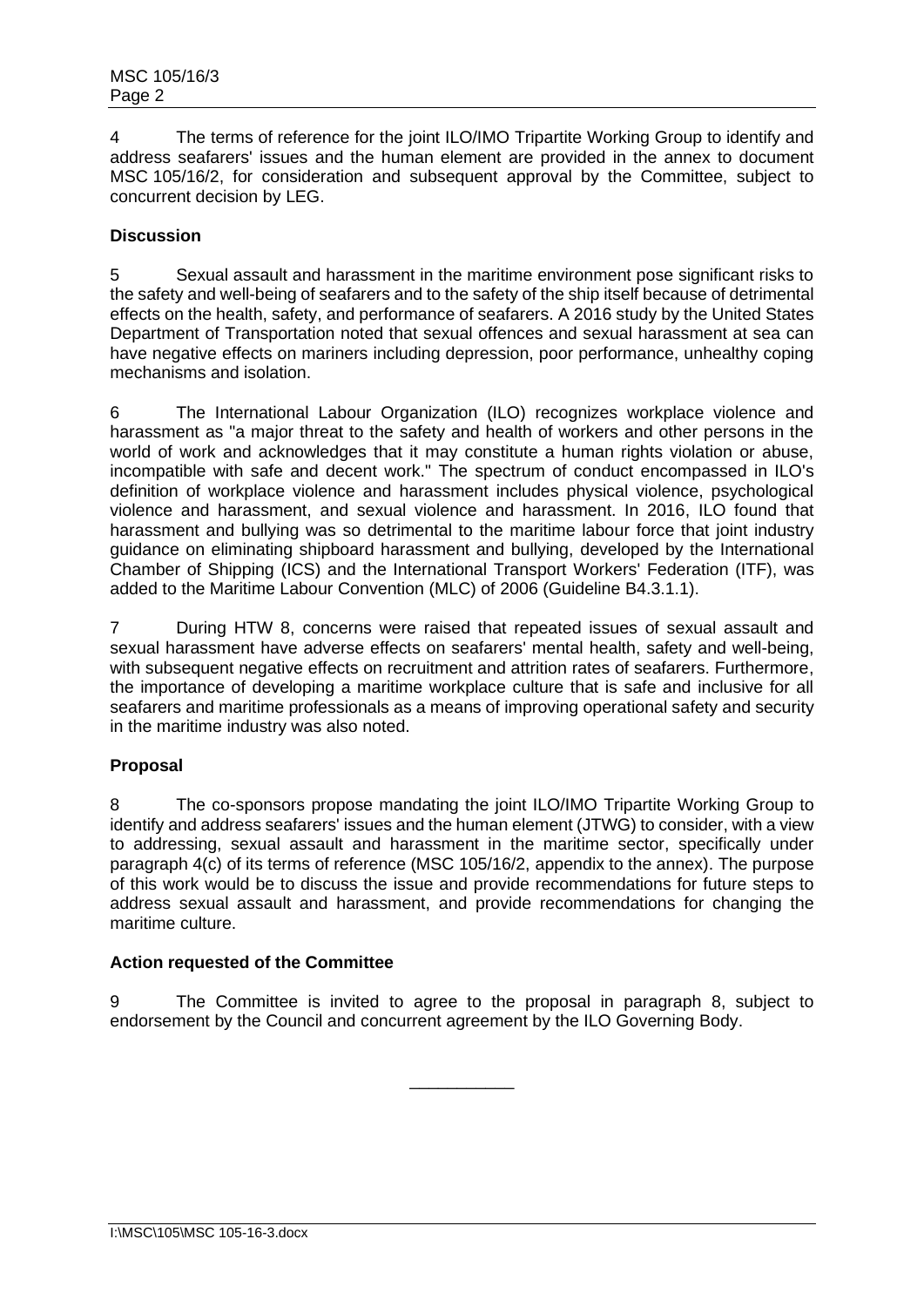4 The terms of reference for the joint ILO/IMO Tripartite Working Group to identify and address seafarers' issues and the human element are provided in the annex to document MSC 105/16/2, for consideration and subsequent approval by the Committee, subject to concurrent decision by LEG.

**Discussion**

5 Sexual assault and harassment in the maritime environment pose significant risks to the safety and well-being of seafarers and to the safety of the ship itself because of detrimental effects on the health, safety, and performance of seafarers. A 2016 study by the United States Department of Transportation noted that sexual offences and sexual harassment at sea can have negative effects on mariners including depression, poor performance, unhealthy coping mechanisms and isolation.

6 The International Labour Organization (ILO) recognizes workplace violence and harassment as "a major threat to the safety and health of workers and other persons in the world of work and acknowledges that it may constitute a human rights violation or abuse, incompatible with safe and decent work." The spectrum of conduct encompassed in ILO's definition of workplace violence and harassment includes physical violence, psychological violence and harassment, and sexual violence and harassment. In 2016, ILO found that harassment and bullying was so detrimental to the maritime labour force that joint industry guidance on eliminating shipboard harassment and bullying, developed by the International Chamber of Shipping (ICS) and the International Transport Workers' Federation (ITF), was added to the Maritime Labour Convention (MLC) of 2006 (Guideline B4.3.1.1).

7 During HTW 8, concerns were raised that repeated issues of sexual assault and sexual harassment have adverse effects on seafarers' mental health, safety and well-being, with subsequent negative effects on recruitment and attrition rates of seafarers. Furthermore, the importance of developing a maritime workplace culture that is safe and inclusive for all seafarers and maritime professionals as a means of improving operational safety and security in the maritime industry was also noted.

**Proposal**

8 The co-sponsors propose mandating the joint ILO/IMO Tripartite Working Group to identify and address seafarers' issues and the human element (JTWG) to consider, with a view to addressing, sexual assault and harassment in the maritime sector, specifically under paragraph 4(c) of its terms of reference (MSC 105/16/2, appendix to the annex). The purpose of this work would be to discuss the issue and provide recommendations for future steps to address sexual assault and harassment, and provide recommendations for changing the maritime culture.

**Action requested of the Committee**

9 The Committee is invited to agree to the proposal in paragraph 8, subject to endorsement by the Council and concurrent agreement by the ILO Governing Body.

\_\_\_\_\_\_\_\_\_\_\_